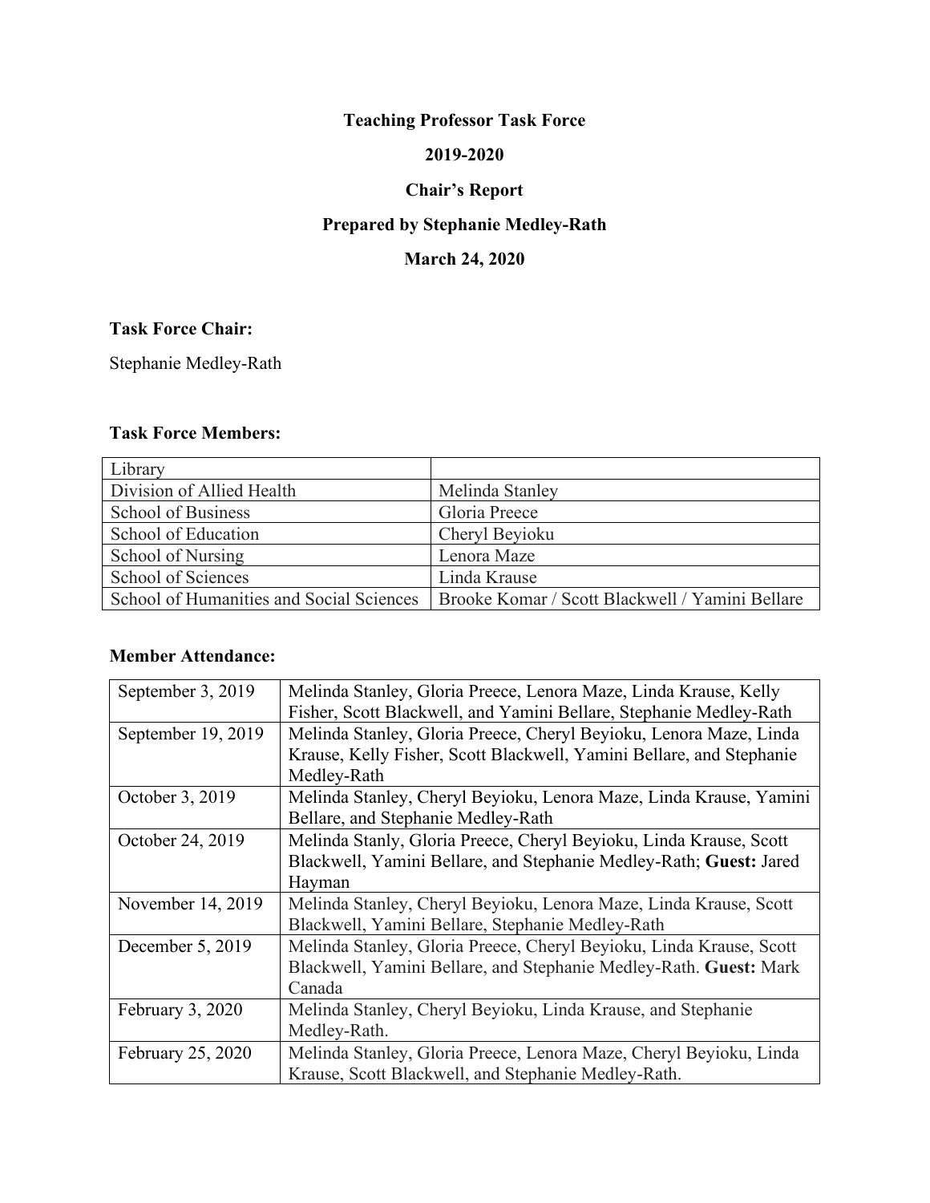# Teaching Professor Task Force

## 2019-2020

## Chair's Report

## Prepared by Stephanie Medley-Rath

## March 24, 2020

**Task Force Chair:**

Stephanie Medley-Rath

**Task Force Members:**

| Library | |
|---|---|
| Division of Allied Health | Melinda Stanley |
| School of Business | Gloria Preece |
| School of Education | Cheryl Beyioku |
| School of Nursing | Lenora Maze |
| School of Sciences | Linda Krause |
| School of Humanities and Social Sciences | Brooke Komar / Scott Blackwell / Yamini Bellare |

**Member Attendance:**

| September 3, 2019 | Melinda Stanley, Gloria Preece, Lenora Maze, Linda Krause, Kelly Fisher, Scott Blackwell, and Yamini Bellare, Stephanie Medley-Rath |
|---|---|
| September 19, 2019 | Melinda Stanley, Gloria Preece, Cheryl Beyioku, Lenora Maze, Linda Krause, Kelly Fisher, Scott Blackwell, Yamini Bellare, and Stephanie Medley-Rath |
| October 3, 2019 | Melinda Stanley, Cheryl Beyioku, Lenora Maze, Linda Krause, Yamini Bellare, and Stephanie Medley-Rath |
| October 24, 2019 | Melinda Stanly, Gloria Preece, Cheryl Beyioku, Linda Krause, Scott Blackwell, Yamini Bellare, and Stephanie Medley-Rath; **Guest:** Jared Hayman |
| November 14, 2019 | Melinda Stanley, Cheryl Beyioku, Lenora Maze, Linda Krause, Scott Blackwell, Yamini Bellare, Stephanie Medley-Rath |
| December 5, 2019 | Melinda Stanley, Gloria Preece, Cheryl Beyioku, Linda Krause, Scott Blackwell, Yamini Bellare, and Stephanie Medley-Rath. **Guest:** Mark Canada |
| February 3, 2020 | Melinda Stanley, Cheryl Beyioku, Linda Krause, and Stephanie Medley-Rath. |
| February 25, 2020 | Melinda Stanley, Gloria Preece, Lenora Maze, Cheryl Beyioku, Linda Krause, Scott Blackwell, and Stephanie Medley-Rath. |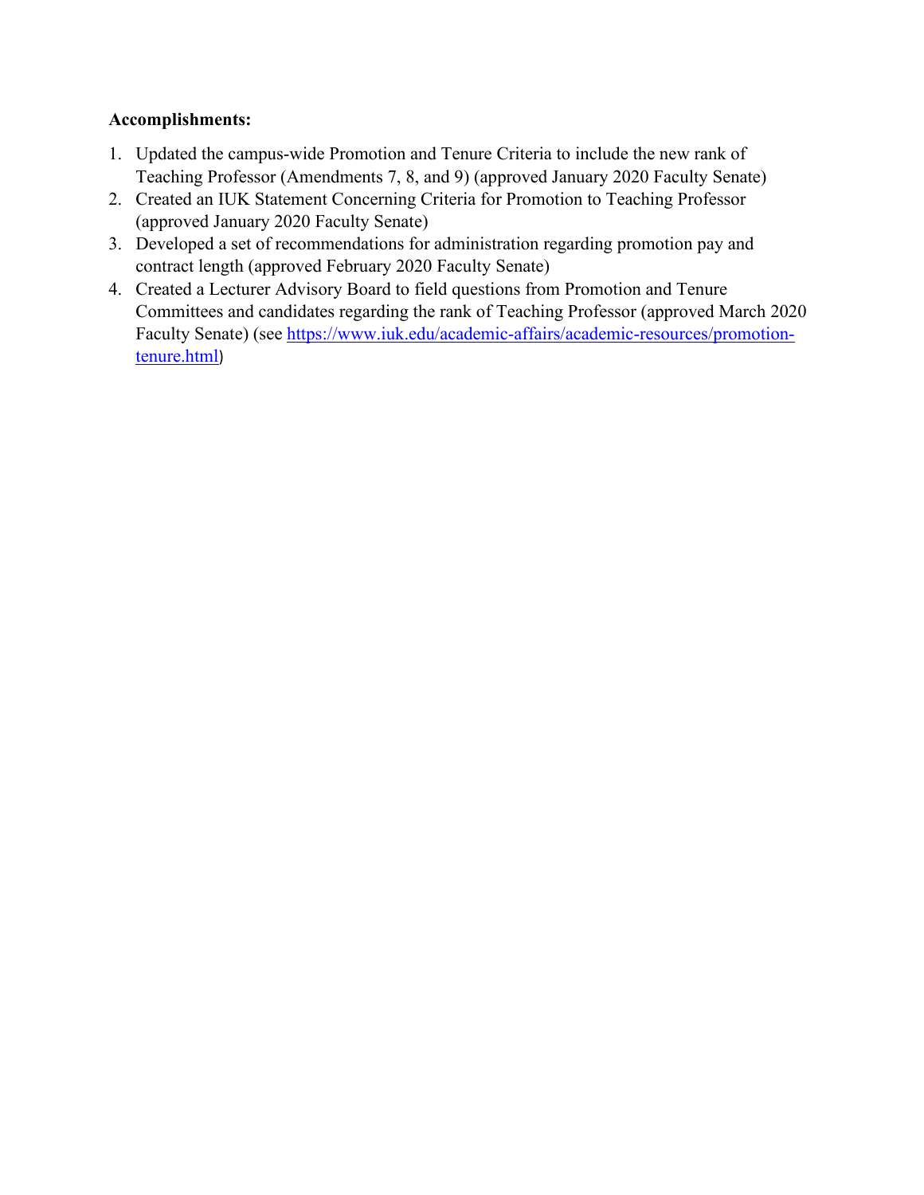**Accomplishments:**

1. Updated the campus-wide Promotion and Tenure Criteria to include the new rank of Teaching Professor (Amendments 7, 8, and 9) (approved January 2020 Faculty Senate)
2. Created an IUK Statement Concerning Criteria for Promotion to Teaching Professor (approved January 2020 Faculty Senate)
3. Developed a set of recommendations for administration regarding promotion pay and contract length (approved February 2020 Faculty Senate)
4. Created a Lecturer Advisory Board to field questions from Promotion and Tenure Committees and candidates regarding the rank of Teaching Professor (approved March 2020 Faculty Senate) (see https://www.iuk.edu/academic-affairs/academic-resources/promotion-tenure.html)